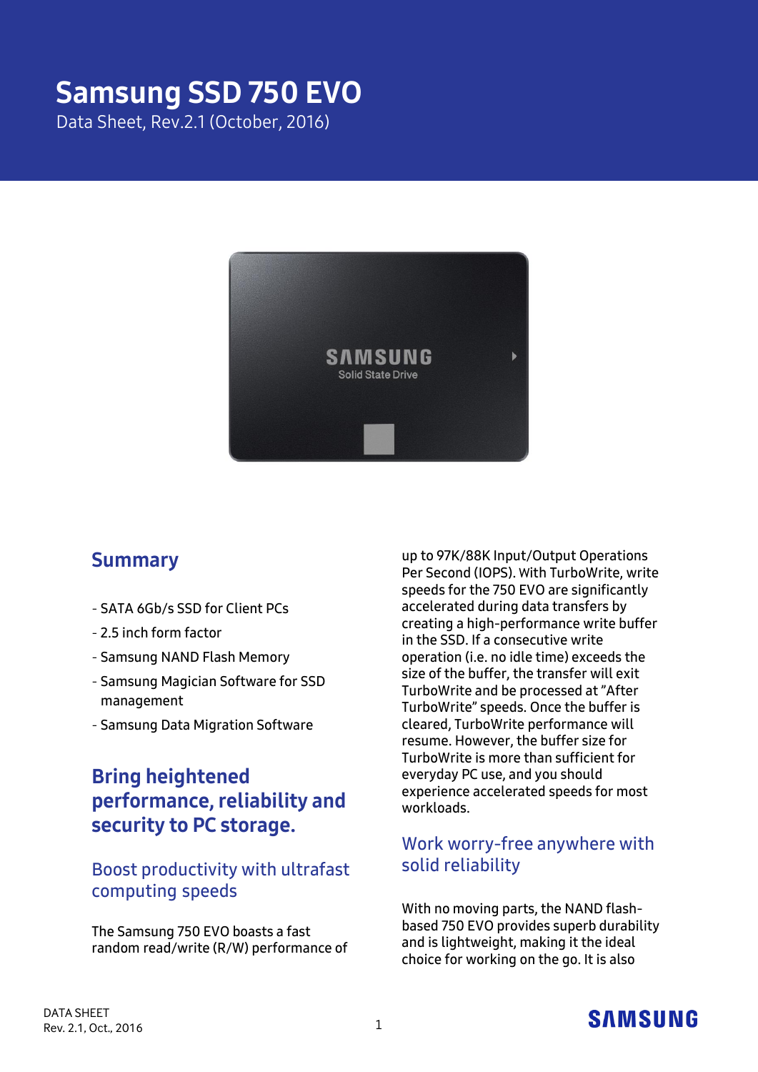# Samsung SSD 750 EVO

Data Sheet, Rev.2.1 (October, 2016)

## Summary

- SATA 6Gb/s SSD for Client PCs
- 2.5 inch form factor
- Samsung NAND Flash Memory
- Samsung Magician Software for SSD management
- Samsung Data Migration Software

## Bring heightened performance, reliability and security to PC storage.

### Boost productivity with ultrafast computing speeds

The Samsung 750 EVO boasts a fast random read/write (R/W) performance of up to 97K/88K Input/Output Operations Per Second (IOPS). With TurboWrite, write speeds for the 750 EVO are significantly accelerated during data transfers by creating a high-performance write buffer in the SSD. If a consecutive write operation (i.e. no idle time) exceeds the size of the buffer, the transfer will exit TurboWrite and be processed at "After TurboWrite" speeds. Once the buffer is cleared, TurboWrite performance will resume. However, the buffer size for TurboWrite is more than sufficient for everyday PC use, and you should experience accelerated speeds for most workloads.

### Work worry-free anywhere with solid reliability

With no moving parts, the NAND flash-based 750 EVO provides superb durability and is lightweight, making it the ideal choice for working on the go. It is also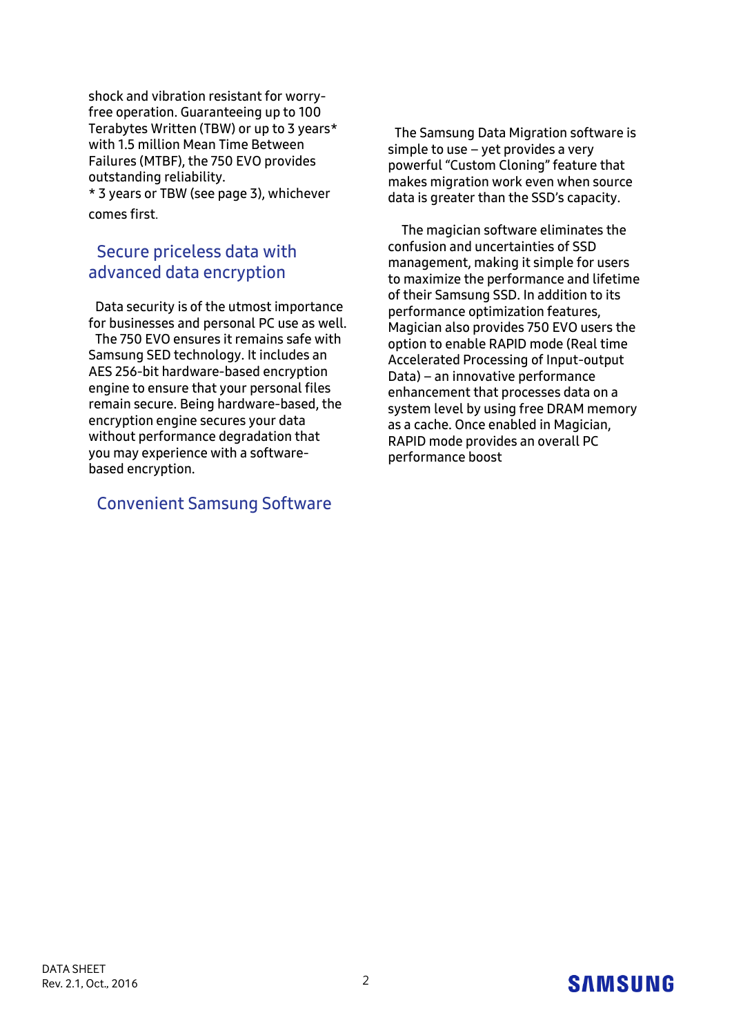shock and vibration resistant for worry-free operation. Guaranteeing up to 100 Terabytes Written (TBW) or up to 3 years* with 1.5 million Mean Time Between Failures (MTBF), the 750 EVO provides outstanding reliability.

* 3 years or TBW (see page 3), whichever comes first.

## Secure priceless data with advanced data encryption

Data security is of the utmost importance for businesses and personal PC use as well. The 750 EVO ensures it remains safe with Samsung SED technology. It includes an AES 256-bit hardware-based encryption engine to ensure that your personal files remain secure. Being hardware-based, the encryption engine secures your data without performance degradation that you may experience with a software-based encryption.

## Convenient Samsung Software

The Samsung Data Migration software is simple to use – yet provides a very powerful "Custom Cloning" feature that makes migration work even when source data is greater than the SSD's capacity.

The magician software eliminates the confusion and uncertainties of SSD management, making it simple for users to maximize the performance and lifetime of their Samsung SSD. In addition to its performance optimization features, Magician also provides 750 EVO users the option to enable RAPID mode (Real time Accelerated Processing of Input-output Data) – an innovative performance enhancement that processes data on a system level by using free DRAM memory as a cache. Once enabled in Magician, RAPID mode provides an overall PC performance boost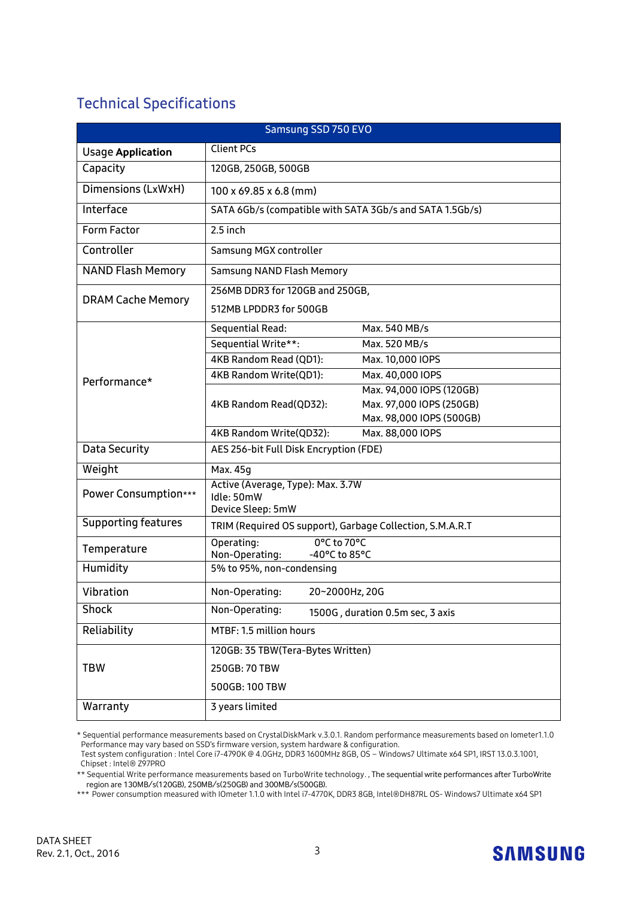## Technical Specifications

| Samsung SSD 750 EVO | | |
|---|---|---|
| Usage Application | Client PCs | |
| Capacity | 120GB, 250GB, 500GB | |
| Dimensions (LxWxH) | 100 x 69.85 x 6.8 (mm) | |
| Interface | SATA 6Gb/s (compatible with SATA 3Gb/s and SATA 1.5Gb/s) | |
| Form Factor | 2.5 inch | |
| Controller | Samsung MGX controller | |
| NAND Flash Memory | Samsung NAND Flash Memory | |
| DRAM Cache Memory | 256MB DDR3 for 120GB and 250GB,<br>512MB LPDDR3 for 500GB | |
| Performance* | Sequential Read: | Max. 540 MB/s |
| | Sequential Write**: | Max. 520 MB/s |
| | 4KB Random Read (QD1): | Max. 10,000 IOPS |
| | 4KB Random Write(QD1): | Max. 40,000 IOPS |
| | 4KB Random Read(QD32): | Max. 94,000 IOPS (120GB)<br>Max. 97,000 IOPS (250GB)<br>Max. 98,000 IOPS (500GB) |
| | 4KB Random Write(QD32): | Max. 88,000 IOPS |
| Data Security | AES 256-bit Full Disk Encryption (FDE) | |
| Weight | Max. 45g | |
| Power Consumption*** | Active (Average, Type): Max. 3.7W<br>Idle: 50mW<br>Device Sleep: 5mW | |
| Supporting features | TRIM (Required OS support), Garbage Collection, S.M.A.R.T | |
| Temperature | Operating: 0°C to 70°C<br>Non-Operating: -40°C to 85°C | |
| Humidity | 5% to 95%, non-condensing | |
| Vibration | Non-Operating: 20~2000Hz, 20G | |
| Shock | Non-Operating: 1500G , duration 0.5m sec, 3 axis | |
| Reliability | MTBF: 1.5 million hours | |
| TBW | 120GB: 35 TBW(Tera-Bytes Written)<br>250GB: 70 TBW<br>500GB: 100 TBW | |
| Warranty | 3 years limited | |

\* Sequential performance measurements based on CrystalDiskMark v.3.0.1. Random performance measurements based on Iometer1.1.0 Performance may vary based on SSD's firmware version, system hardware & configuration.
Test system configuration : Intel Core i7-4790K @ 4.0GHz, DDR3 1600MHz 8GB, OS – Windows7 Ultimate x64 SP1, IRST 13.0.3.1001, Chipset : Intel® Z97PRO

\** Sequential Write performance measurements based on TurboWrite technology. , The sequential write performances after TurboWrite region are 130MB/s(120GB), 250MB/s(250GB) and 300MB/s(500GB).

\*** Power consumption measured with IOmeter 1.1.0 with Intel i7-4770K, DDR3 8GB, Intel®DH87RL OS- Windows7 Ultimate x64 SP1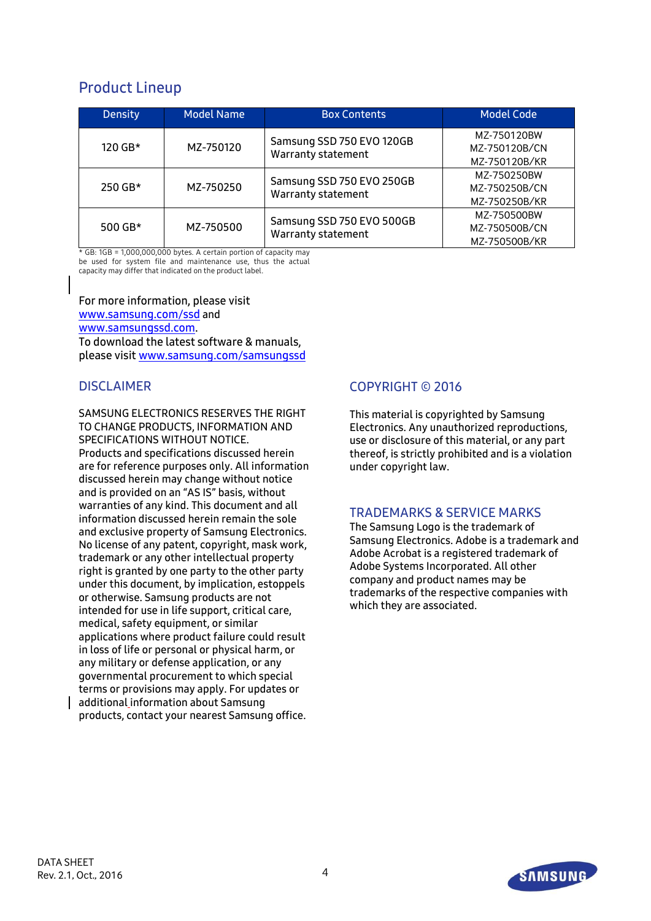## Product Lineup

| Density | Model Name | Box Contents | Model Code |
|---|---|---|---|
| 120 GB* | MZ-750120 | Samsung SSD 750 EVO 120GB<br>Warranty statement | MZ-750120BW<br>MZ-750120B/CN<br>MZ-750120B/KR |
| 250 GB* | MZ-750250 | Samsung SSD 750 EVO 250GB<br>Warranty statement | MZ-750250BW<br>MZ-750250B/CN<br>MZ-750250B/KR |
| 500 GB* | MZ-750500 | Samsung SSD 750 EVO 500GB<br>Warranty statement | MZ-750500BW<br>MZ-750500B/CN<br>MZ-750500B/KR |

* GB: 1GB = 1,000,000,000 bytes. A certain portion of capacity may be used for system file and maintenance use, thus the actual capacity may differ that indicated on the product label.

For more information, please visit www.samsung.com/ssd and www.samsungssd.com.
To download the latest software & manuals, please visit www.samsung.com/samsungssd

## DISCLAIMER

SAMSUNG ELECTRONICS RESERVES THE RIGHT TO CHANGE PRODUCTS, INFORMATION AND SPECIFICATIONS WITHOUT NOTICE.
Products and specifications discussed herein are for reference purposes only. All information discussed herein may change without notice and is provided on an "AS IS" basis, without warranties of any kind. This document and all information discussed herein remain the sole and exclusive property of Samsung Electronics. No license of any patent, copyright, mask work, trademark or any other intellectual property right is granted by one party to the other party under this document, by implication, estoppels or otherwise. Samsung products are not intended for use in life support, critical care, medical, safety equipment, or similar applications where product failure could result in loss of life or personal or physical harm, or any military or defense application, or any governmental procurement to which special terms or provisions may apply. For updates or additional information about Samsung products, contact your nearest Samsung office.

## COPYRIGHT © 2016

This material is copyrighted by Samsung Electronics. Any unauthorized reproductions, use or disclosure of this material, or any part thereof, is strictly prohibited and is a violation under copyright law.

## TRADEMARKS & SERVICE MARKS

The Samsung Logo is the trademark of Samsung Electronics. Adobe is a trademark and Adobe Acrobat is a registered trademark of Adobe Systems Incorporated. All other company and product names may be trademarks of the respective companies with which they are associated.